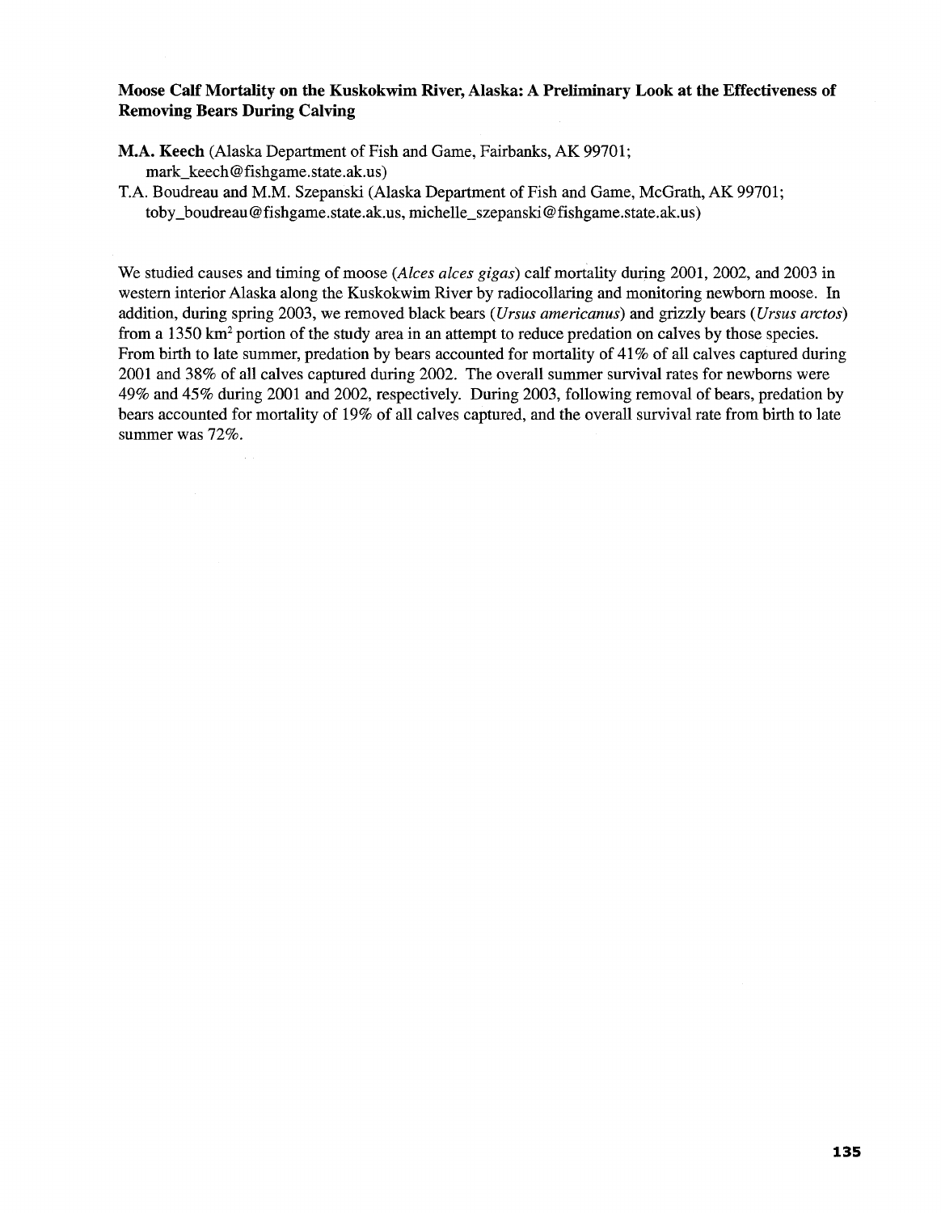**Moose Calf Mortality on the Kuskokwim River, Alaska: A Preliminary Look at the Effectiveness of Removing Bears During Calving**

**M.A. Keech** (Alaska Department of Fish and Game, Fairbanks, AK 99701; mark_keech@fishgame.state.ak.us)

**T.A. Boudreau and M.M. Szepanski** (Alaska Department of Fish and Game, McGrath, AK 99701; toby_boudreau@fishgame.state.ak.us, michelle_szepanski@fishgame.state.ak.us)

We studied causes and timing of moose (*Alces alces gigas*) calf mortality during 2001, 2002, and 2003 in western interior Alaska along the Kuskokwim River by radiocollaring and monitoring newborn moose. In addition, during spring 2003, we removed black bears (*Ursus americanus*) and grizzly bears (*Ursus arctos*) from a 1350 $km^2$ portion of the study area in an attempt to reduce predation on calves by those species. From birth to late summer, predation by bears accounted for mortality of 41% of all calves captured during 2001 and 38% of all calves captured during 2002. The overall summer survival rates for newborns were 49% and 45% during 2001 and 2002, respectively. During 2003, following removal of bears, predation by bears accounted for mortality of 19% of all calves captured, and the overall survival rate from birth to late summer was 72%.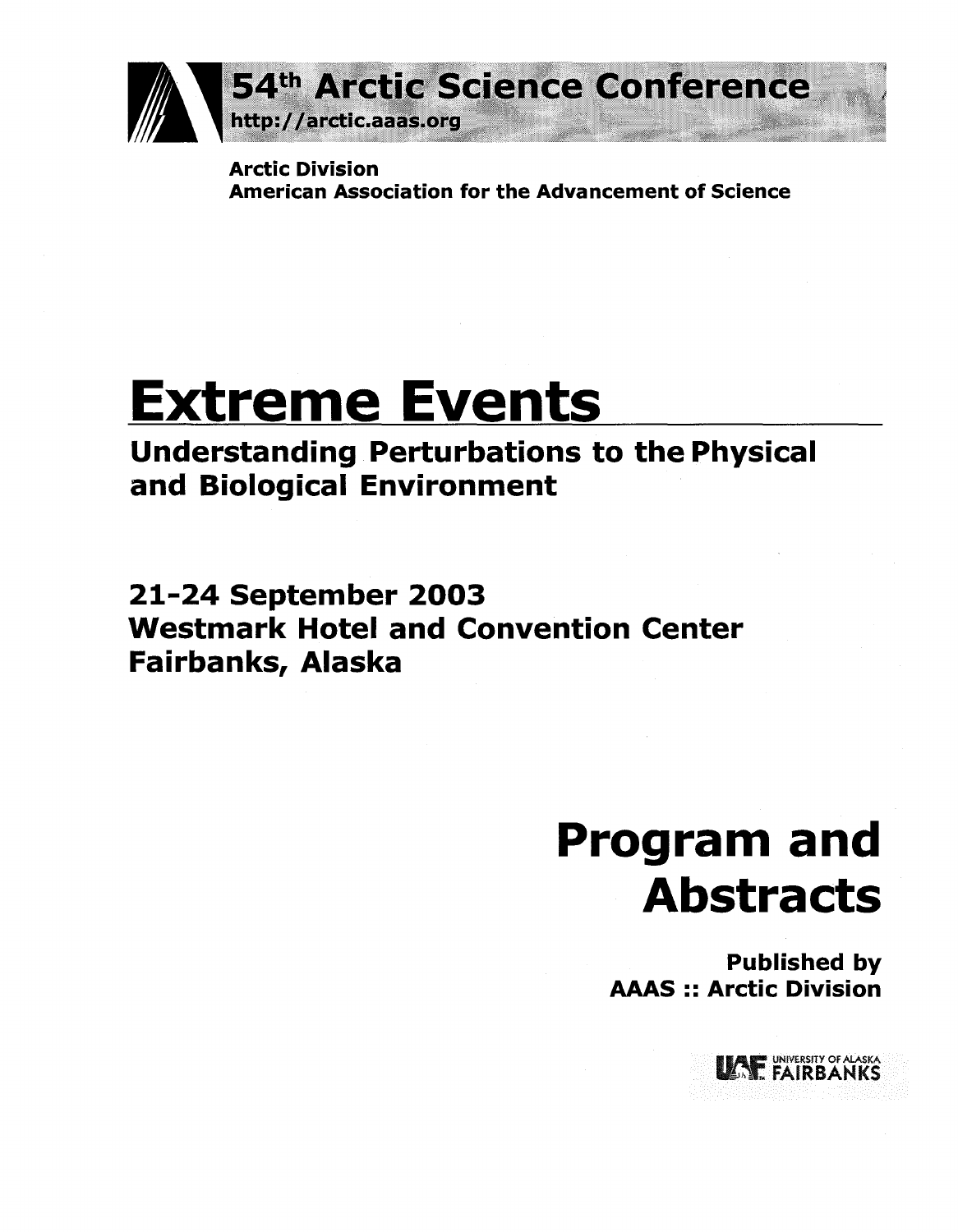# 54th Arctic Science Conference

http://arctic.aaas.org

Arctic Division
American Association for the Advancement of Science

# Extreme Events

## Understanding Perturbations to the Physical and Biological Environment

**21-24 September 2003**
**Westmark Hotel and Convention Center**
**Fairbanks, Alaska**

# Program and Abstracts

**Published by**
**AAAS :: Arctic Division**

UAF UNIVERSITY OF ALASKA FAIRBANKS